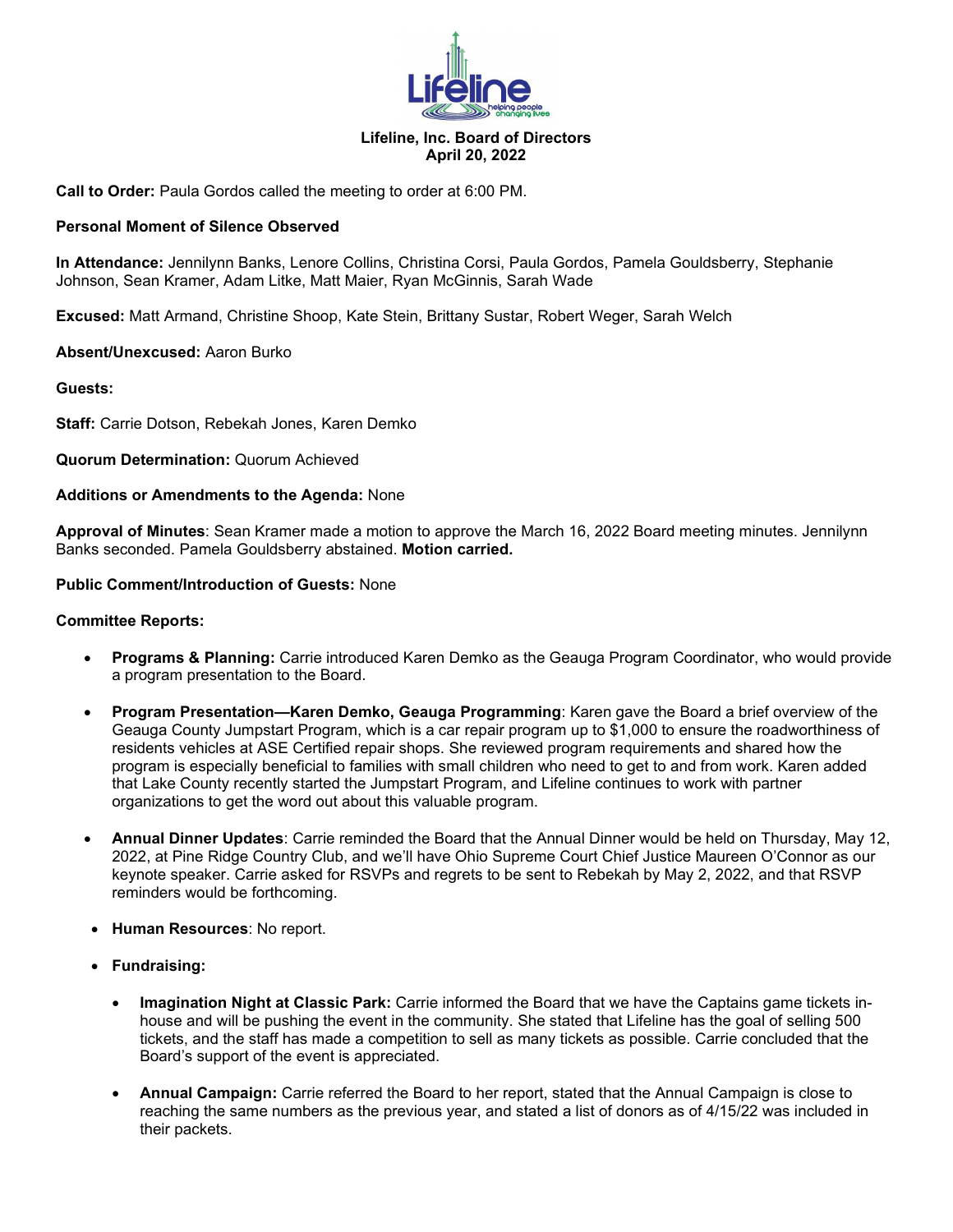**Lifeline, Inc. Board of Directors**
**April 20, 2022**

**Call to Order:** Paula Gordos called the meeting to order at 6:00 PM.

**Personal Moment of Silence Observed**

**In Attendance:** Jennilynn Banks, Lenore Collins, Christina Corsi, Paula Gordos, Pamela Gouldsberry, Stephanie Johnson, Sean Kramer, Adam Litke, Matt Maier, Ryan McGinnis, Sarah Wade

**Excused:** Matt Armand, Christine Shoop, Kate Stein, Brittany Sustar, Robert Weger, Sarah Welch

**Absent/Unexcused:** Aaron Burko

**Guests:**

**Staff:** Carrie Dotson, Rebekah Jones, Karen Demko

**Quorum Determination:** Quorum Achieved

**Additions or Amendments to the Agenda:** None

**Approval of Minutes**: Sean Kramer made a motion to approve the March 16, 2022 Board meeting minutes. Jennilynn Banks seconded. Pamela Gouldsberry abstained. **Motion carried.**

**Public Comment/Introduction of Guests:** None

**Committee Reports:**

- **Programs & Planning:** Carrie introduced Karen Demko as the Geauga Program Coordinator, who would provide a program presentation to the Board.
- **Program Presentation—Karen Demko, Geauga Programming**: Karen gave the Board a brief overview of the Geauga County Jumpstart Program, which is a car repair program up to $1,000 to ensure the roadworthiness of residents vehicles at ASE Certified repair shops. She reviewed program requirements and shared how the program is especially beneficial to families with small children who need to get to and from work. Karen added that Lake County recently started the Jumpstart Program, and Lifeline continues to work with partner organizations to get the word out about this valuable program.
- **Annual Dinner Updates**: Carrie reminded the Board that the Annual Dinner would be held on Thursday, May 12, 2022, at Pine Ridge Country Club, and we'll have Ohio Supreme Court Chief Justice Maureen O'Connor as our keynote speaker. Carrie asked for RSVPs and regrets to be sent to Rebekah by May 2, 2022, and that RSVP reminders would be forthcoming.
- **Human Resources**: No report.
- **Fundraising:**
    - **Imagination Night at Classic Park:** Carrie informed the Board that we have the Captains game tickets in-house and will be pushing the event in the community. She stated that Lifeline has the goal of selling 500 tickets, and the staff has made a competition to sell as many tickets as possible. Carrie concluded that the Board's support of the event is appreciated.
    - **Annual Campaign:** Carrie referred the Board to her report, stated that the Annual Campaign is close to reaching the same numbers as the previous year, and stated a list of donors as of 4/15/22 was included in their packets.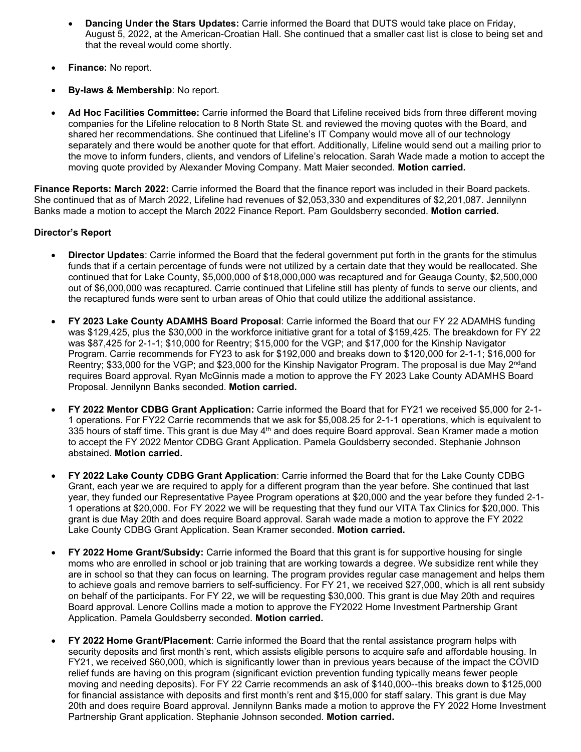- **Dancing Under the Stars Updates:** Carrie informed the Board that DUTS would take place on Friday, August 5, 2022, at the American-Croatian Hall. She continued that a smaller cast list is close to being set and that the reveal would come shortly.

- **Finance:** No report.

- **By-laws & Membership**: No report.

- **Ad Hoc Facilities Committee:** Carrie informed the Board that Lifeline received bids from three different moving companies for the Lifeline relocation to 8 North State St. and reviewed the moving quotes with the Board, and shared her recommendations. She continued that Lifeline's IT Company would move all of our technology separately and there would be another quote for that effort. Additionally, Lifeline would send out a mailing prior to the move to inform funders, clients, and vendors of Lifeline's relocation. Sarah Wade made a motion to accept the moving quote provided by Alexander Moving Company. Matt Maier seconded. **Motion carried.**

**Finance Reports: March 2022:** Carrie informed the Board that the finance report was included in their Board packets. She continued that as of March 2022, Lifeline had revenues of $2,053,330 and expenditures of $2,201,087. Jennilynn Banks made a motion to accept the March 2022 Finance Report. Pam Gouldsberry seconded. **Motion carried.**

**Director's Report**

- **Director Updates**: Carrie informed the Board that the federal government put forth in the grants for the stimulus funds that if a certain percentage of funds were not utilized by a certain date that they would be reallocated. She continued that for Lake County, $5,000,000 of $18,000,000 was recaptured and for Geauga County, $2,500,000 out of $6,000,000 was recaptured. Carrie continued that Lifeline still has plenty of funds to serve our clients, and the recaptured funds were sent to urban areas of Ohio that could utilize the additional assistance.

- **FY 2023 Lake County ADAMHS Board Proposal**: Carrie informed the Board that our FY 22 ADAMHS funding was $129,425, plus the $30,000 in the workforce initiative grant for a total of $159,425. The breakdown for FY 22 was $87,425 for 2-1-1; $10,000 for Reentry; $15,000 for the VGP; and $17,000 for the Kinship Navigator Program. Carrie recommends for FY23 to ask for $192,000 and breaks down to $120,000 for 2-1-1; $16,000 for Reentry; $33,000 for the VGP; and $23,000 for the Kinship Navigator Program. The proposal is due May 2nd and requires Board approval. Ryan McGinnis made a motion to approve the FY 2023 Lake County ADAMHS Board Proposal. Jennilynn Banks seconded. **Motion carried.**

- **FY 2022 Mentor CDBG Grant Application:** Carrie informed the Board that for FY21 we received $5,000 for 2-1-1 operations. For FY22 Carrie recommends that we ask for $5,008.25 for 2-1-1 operations, which is equivalent to 335 hours of staff time. This grant is due May 4th and does require Board approval. Sean Kramer made a motion to accept the FY 2022 Mentor CDBG Grant Application. Pamela Gouldsberry seconded. Stephanie Johnson abstained. **Motion carried.**

- **FY 2022 Lake County CDBG Grant Application**: Carrie informed the Board that for the Lake County CDBG Grant, each year we are required to apply for a different program than the year before. She continued that last year, they funded our Representative Payee Program operations at $20,000 and the year before they funded 2-1-1 operations at $20,000. For FY 2022 we will be requesting that they fund our VITA Tax Clinics for $20,000. This grant is due May 20th and does require Board approval. Sarah wade made a motion to approve the FY 2022 Lake County CDBG Grant Application. Sean Kramer seconded. **Motion carried.**

- **FY 2022 Home Grant/Subsidy:** Carrie informed the Board that this grant is for supportive housing for single moms who are enrolled in school or job training that are working towards a degree. We subsidize rent while they are in school so that they can focus on learning. The program provides regular case management and helps them to achieve goals and remove barriers to self-sufficiency. For FY 21, we received $27,000, which is all rent subsidy on behalf of the participants. For FY 22, we will be requesting $30,000. This grant is due May 20th and requires Board approval. Lenore Collins made a motion to approve the FY2022 Home Investment Partnership Grant Application. Pamela Gouldsberry seconded. **Motion carried.**

- **FY 2022 Home Grant/Placement**: Carrie informed the Board that the rental assistance program helps with security deposits and first month's rent, which assists eligible persons to acquire safe and affordable housing. In FY21, we received $60,000, which is significantly lower than in previous years because of the impact the COVID relief funds are having on this program (significant eviction prevention funding typically means fewer people moving and needing deposits). For FY 22 Carrie recommends an ask of $140,000--this breaks down to $125,000 for financial assistance with deposits and first month's rent and $15,000 for staff salary. This grant is due May 20th and does require Board approval. Jennilynn Banks made a motion to approve the FY 2022 Home Investment Partnership Grant application. Stephanie Johnson seconded. **Motion carried.**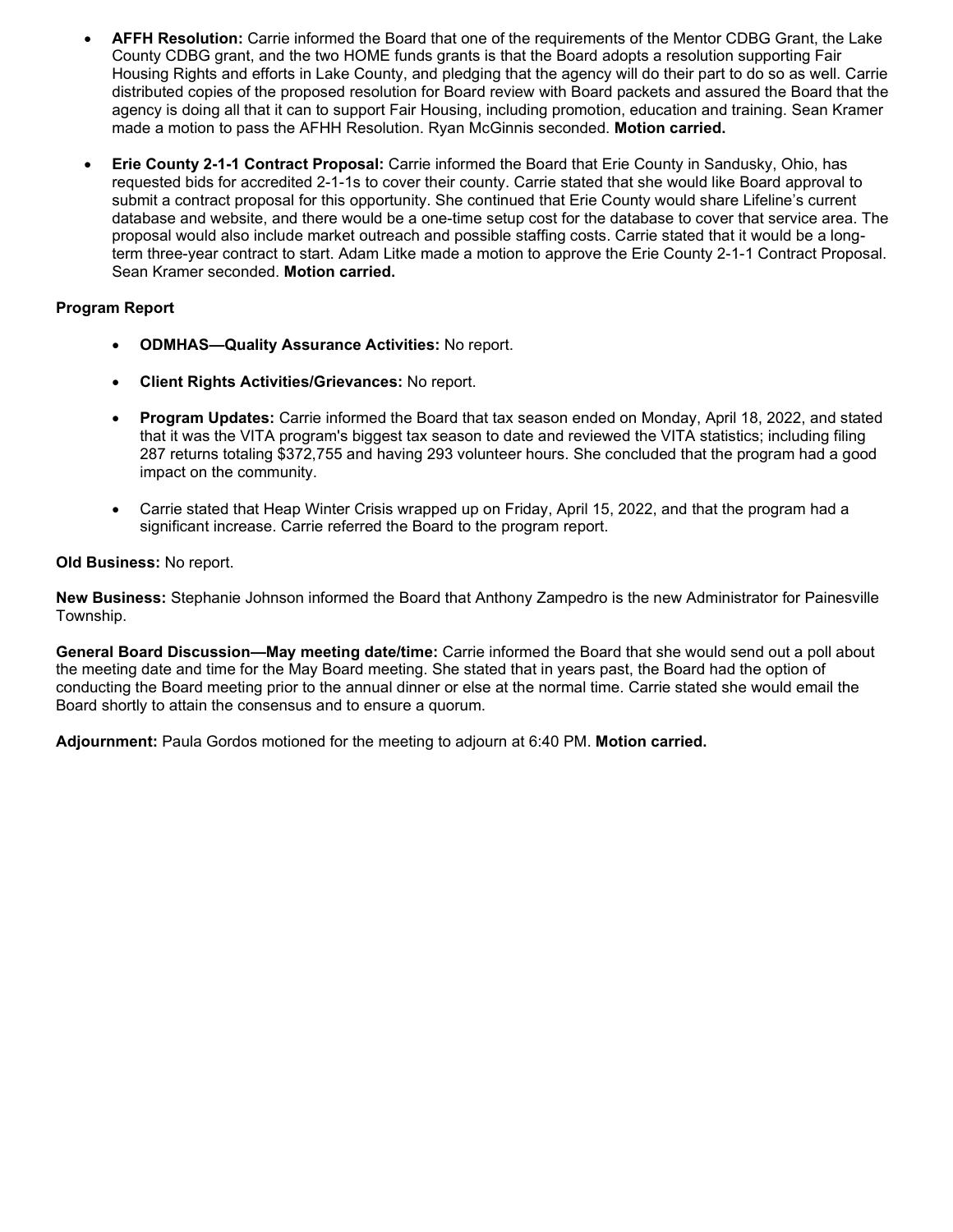- **AFFH Resolution:** Carrie informed the Board that one of the requirements of the Mentor CDBG Grant, the Lake County CDBG grant, and the two HOME funds grants is that the Board adopts a resolution supporting Fair Housing Rights and efforts in Lake County, and pledging that the agency will do their part to do so as well. Carrie distributed copies of the proposed resolution for Board review with Board packets and assured the Board that the agency is doing all that it can to support Fair Housing, including promotion, education and training. Sean Kramer made a motion to pass the AFHH Resolution. Ryan McGinnis seconded. **Motion carried.**

- **Erie County 2-1-1 Contract Proposal:** Carrie informed the Board that Erie County in Sandusky, Ohio, has requested bids for accredited 2-1-1s to cover their county. Carrie stated that she would like Board approval to submit a contract proposal for this opportunity. She continued that Erie County would share Lifeline's current database and website, and there would be a one-time setup cost for the database to cover that service area. The proposal would also include market outreach and possible staffing costs. Carrie stated that it would be a long-term three-year contract to start. Adam Litke made a motion to approve the Erie County 2-1-1 Contract Proposal. Sean Kramer seconded. **Motion carried.**

**Program Report**

- **ODMHAS—Quality Assurance Activities:** No report.

- **Client Rights Activities/Grievances:** No report.

- **Program Updates:** Carrie informed the Board that tax season ended on Monday, April 18, 2022, and stated that it was the VITA program's biggest tax season to date and reviewed the VITA statistics; including filing 287 returns totaling $372,755 and having 293 volunteer hours. She concluded that the program had a good impact on the community.

- Carrie stated that Heap Winter Crisis wrapped up on Friday, April 15, 2022, and that the program had a significant increase. Carrie referred the Board to the program report.

**Old Business:** No report.

**New Business:** Stephanie Johnson informed the Board that Anthony Zampedro is the new Administrator for Painesville Township.

**General Board Discussion—May meeting date/time:** Carrie informed the Board that she would send out a poll about the meeting date and time for the May Board meeting. She stated that in years past, the Board had the option of conducting the Board meeting prior to the annual dinner or else at the normal time. Carrie stated she would email the Board shortly to attain the consensus and to ensure a quorum.

**Adjournment:** Paula Gordos motioned for the meeting to adjourn at 6:40 PM. **Motion carried.**